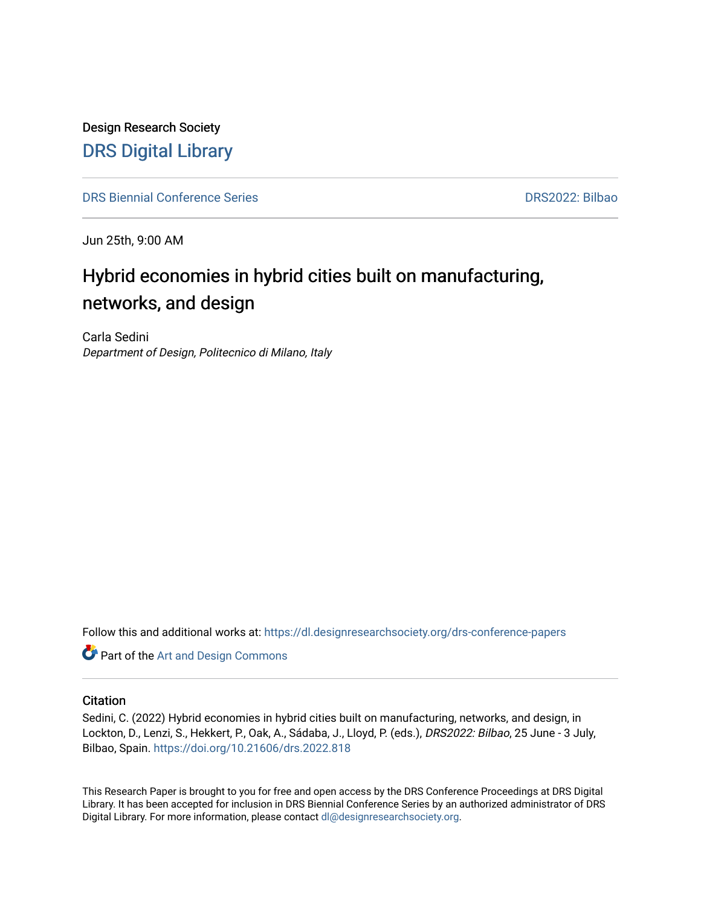Design Research Society

# DRS Digital Library

DRS Biennial Conference Series

DRS2022: Bilbao

Jun 25th, 9:00 AM

## Hybrid economies in hybrid cities built on manufacturing, networks, and design

Carla Sedini
*Department of Design, Politecnico di Milano, Italy*

Follow this and additional works at: https://dl.designresearchsociety.org/drs-conference-papers

Part of the Art and Design Commons

### Citation

Sedini, C. (2022) Hybrid economies in hybrid cities built on manufacturing, networks, and design, in Lockton, D., Lenzi, S., Hekkert, P., Oak, A., Sádaba, J., Lloyd, P. (eds.), *DRS2022: Bilbao*, 25 June - 3 July, Bilbao, Spain. https://doi.org/10.21606/drs.2022.818

This Research Paper is brought to you for free and open access by the DRS Conference Proceedings at DRS Digital Library. It has been accepted for inclusion in DRS Biennial Conference Series by an authorized administrator of DRS Digital Library. For more information, please contact dl@designresearchsociety.org.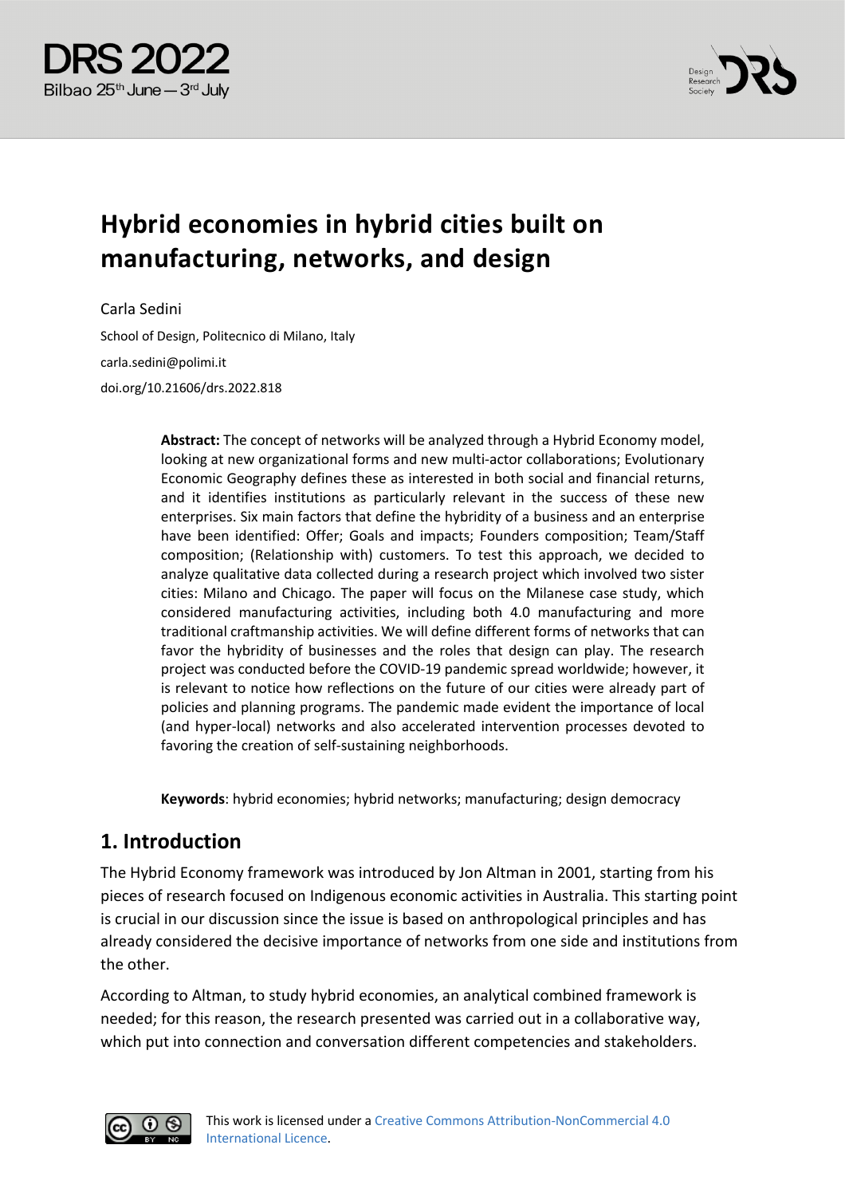# Hybrid economies in hybrid cities built on manufacturing, networks, and design

Carla Sedini

School of Design, Politecnico di Milano, Italy

carla.sedini@polimi.it

doi.org/10.21606/drs.2022.818

**Abstract:** The concept of networks will be analyzed through a Hybrid Economy model, looking at new organizational forms and new multi-actor collaborations; Evolutionary Economic Geography defines these as interested in both social and financial returns, and it identifies institutions as particularly relevant in the success of these new enterprises. Six main factors that define the hybridity of a business and an enterprise have been identified: Offer; Goals and impacts; Founders composition; Team/Staff composition; (Relationship with) customers. To test this approach, we decided to analyze qualitative data collected during a research project which involved two sister cities: Milano and Chicago. The paper will focus on the Milanese case study, which considered manufacturing activities, including both 4.0 manufacturing and more traditional craftmanship activities. We will define different forms of networks that can favor the hybridity of businesses and the roles that design can play. The research project was conducted before the COVID-19 pandemic spread worldwide; however, it is relevant to notice how reflections on the future of our cities were already part of policies and planning programs. The pandemic made evident the importance of local (and hyper-local) networks and also accelerated intervention processes devoted to favoring the creation of self-sustaining neighborhoods.

**Keywords**: hybrid economies; hybrid networks; manufacturing; design democracy

## 1. Introduction

The Hybrid Economy framework was introduced by Jon Altman in 2001, starting from his pieces of research focused on Indigenous economic activities in Australia. This starting point is crucial in our discussion since the issue is based on anthropological principles and has already considered the decisive importance of networks from one side and institutions from the other.

According to Altman, to study hybrid economies, an analytical combined framework is needed; for this reason, the research presented was carried out in a collaborative way, which put into connection and conversation different competencies and stakeholders.

This work is licensed under a Creative Commons Attribution-NonCommercial 4.0 International Licence.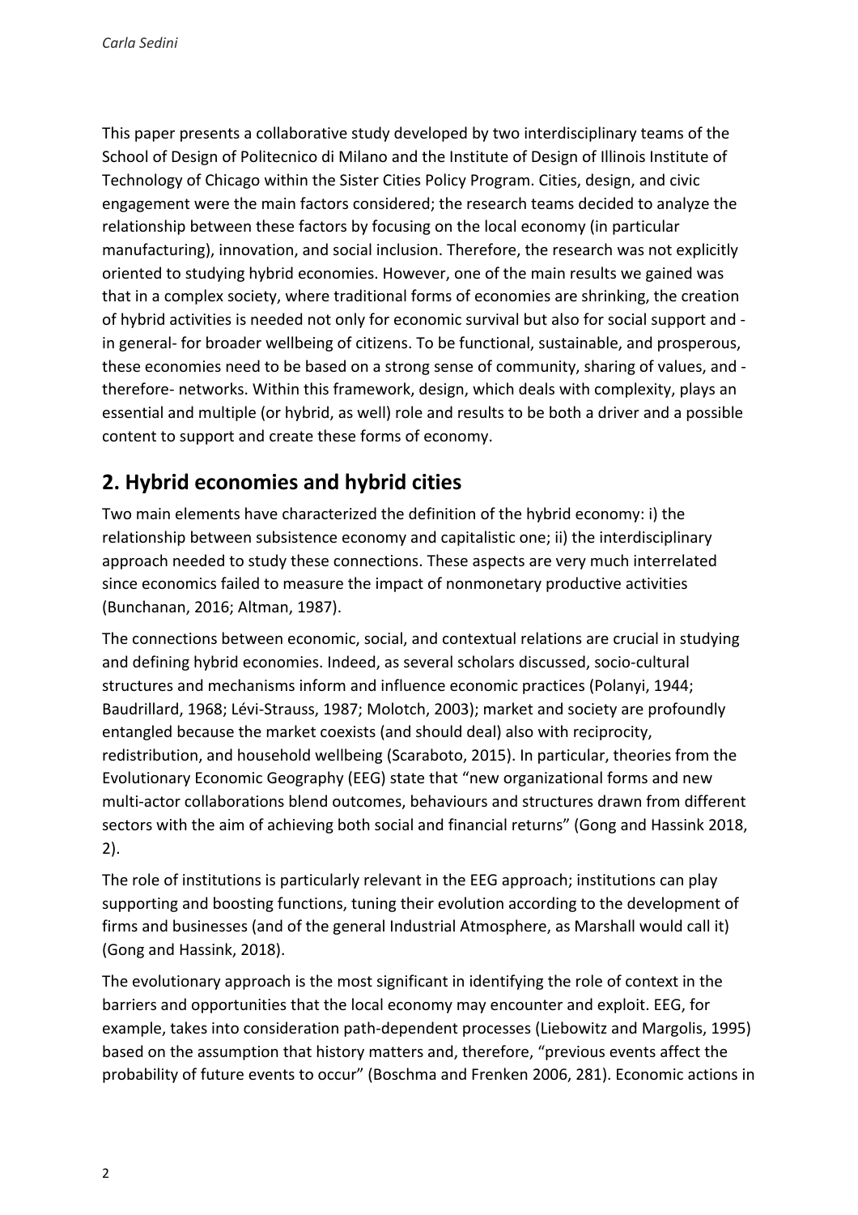This paper presents a collaborative study developed by two interdisciplinary teams of the School of Design of Politecnico di Milano and the Institute of Design of Illinois Institute of Technology of Chicago within the Sister Cities Policy Program. Cities, design, and civic engagement were the main factors considered; the research teams decided to analyze the relationship between these factors by focusing on the local economy (in particular manufacturing), innovation, and social inclusion. Therefore, the research was not explicitly oriented to studying hybrid economies. However, one of the main results we gained was that in a complex society, where traditional forms of economies are shrinking, the creation of hybrid activities is needed not only for economic survival but also for social support and -in general- for broader wellbeing of citizens. To be functional, sustainable, and prosperous, these economies need to be based on a strong sense of community, sharing of values, and -therefore- networks. Within this framework, design, which deals with complexity, plays an essential and multiple (or hybrid, as well) role and results to be both a driver and a possible content to support and create these forms of economy.

## 2. Hybrid economies and hybrid cities

Two main elements have characterized the definition of the hybrid economy: i) the relationship between subsistence economy and capitalistic one; ii) the interdisciplinary approach needed to study these connections. These aspects are very much interrelated since economics failed to measure the impact of nonmonetary productive activities (Bunchanan, 2016; Altman, 1987).

The connections between economic, social, and contextual relations are crucial in studying and defining hybrid economies. Indeed, as several scholars discussed, socio-cultural structures and mechanisms inform and influence economic practices (Polanyi, 1944; Baudrillard, 1968; Lévi-Strauss, 1987; Molotch, 2003); market and society are profoundly entangled because the market coexists (and should deal) also with reciprocity, redistribution, and household wellbeing (Scaraboto, 2015). In particular, theories from the Evolutionary Economic Geography (EEG) state that "new organizational forms and new multi-actor collaborations blend outcomes, behaviours and structures drawn from different sectors with the aim of achieving both social and financial returns" (Gong and Hassink 2018, 2).

The role of institutions is particularly relevant in the EEG approach; institutions can play supporting and boosting functions, tuning their evolution according to the development of firms and businesses (and of the general Industrial Atmosphere, as Marshall would call it) (Gong and Hassink, 2018).

The evolutionary approach is the most significant in identifying the role of context in the barriers and opportunities that the local economy may encounter and exploit. EEG, for example, takes into consideration path-dependent processes (Liebowitz and Margolis, 1995) based on the assumption that history matters and, therefore, "previous events affect the probability of future events to occur" (Boschma and Frenken 2006, 281). Economic actions in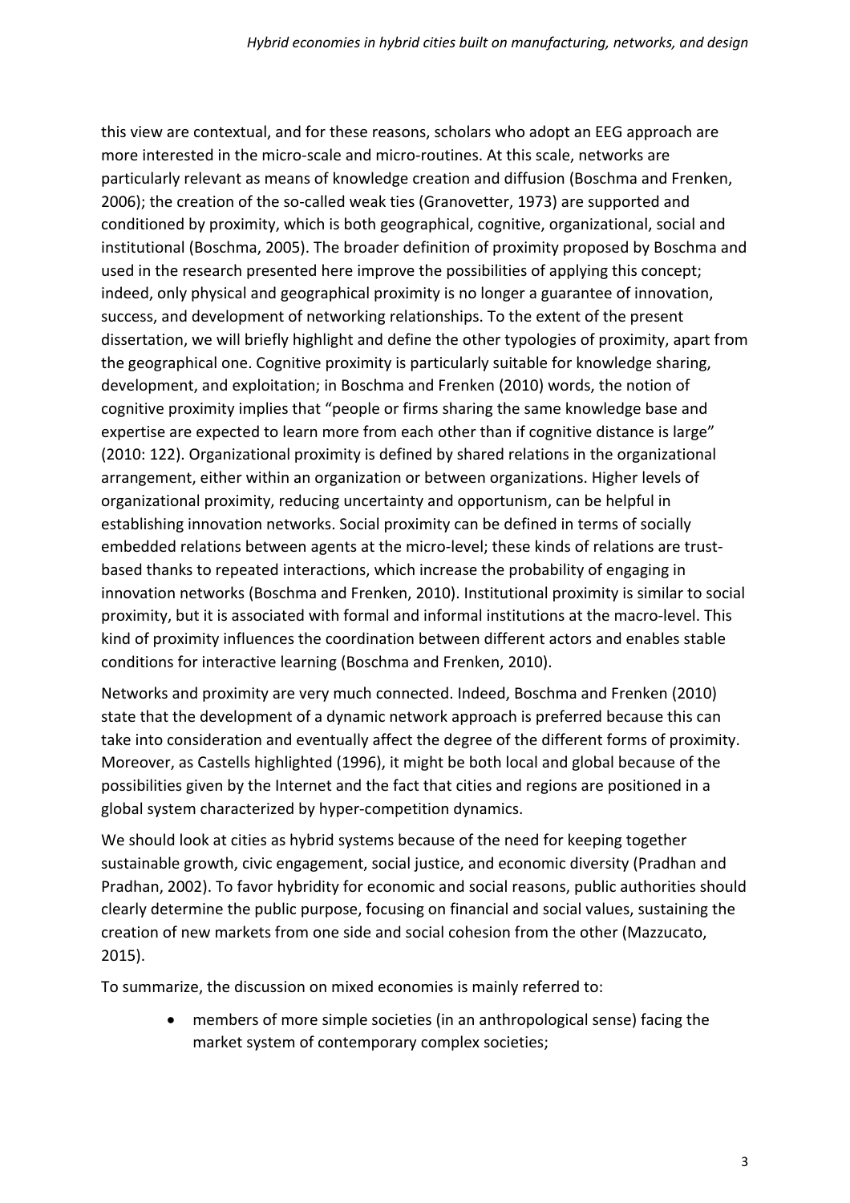this view are contextual, and for these reasons, scholars who adopt an EEG approach are more interested in the micro-scale and micro-routines. At this scale, networks are particularly relevant as means of knowledge creation and diffusion (Boschma and Frenken, 2006); the creation of the so-called weak ties (Granovetter, 1973) are supported and conditioned by proximity, which is both geographical, cognitive, organizational, social and institutional (Boschma, 2005). The broader definition of proximity proposed by Boschma and used in the research presented here improve the possibilities of applying this concept; indeed, only physical and geographical proximity is no longer a guarantee of innovation, success, and development of networking relationships. To the extent of the present dissertation, we will briefly highlight and define the other typologies of proximity, apart from the geographical one. Cognitive proximity is particularly suitable for knowledge sharing, development, and exploitation; in Boschma and Frenken (2010) words, the notion of cognitive proximity implies that "people or firms sharing the same knowledge base and expertise are expected to learn more from each other than if cognitive distance is large" (2010: 122). Organizational proximity is defined by shared relations in the organizational arrangement, either within an organization or between organizations. Higher levels of organizational proximity, reducing uncertainty and opportunism, can be helpful in establishing innovation networks. Social proximity can be defined in terms of socially embedded relations between agents at the micro-level; these kinds of relations are trust-based thanks to repeated interactions, which increase the probability of engaging in innovation networks (Boschma and Frenken, 2010). Institutional proximity is similar to social proximity, but it is associated with formal and informal institutions at the macro-level. This kind of proximity influences the coordination between different actors and enables stable conditions for interactive learning (Boschma and Frenken, 2010).

Networks and proximity are very much connected. Indeed, Boschma and Frenken (2010) state that the development of a dynamic network approach is preferred because this can take into consideration and eventually affect the degree of the different forms of proximity. Moreover, as Castells highlighted (1996), it might be both local and global because of the possibilities given by the Internet and the fact that cities and regions are positioned in a global system characterized by hyper-competition dynamics.

We should look at cities as hybrid systems because of the need for keeping together sustainable growth, civic engagement, social justice, and economic diversity (Pradhan and Pradhan, 2002). To favor hybridity for economic and social reasons, public authorities should clearly determine the public purpose, focusing on financial and social values, sustaining the creation of new markets from one side and social cohesion from the other (Mazzucato, 2015).

To summarize, the discussion on mixed economies is mainly referred to:

- members of more simple societies (in an anthropological sense) facing the market system of contemporary complex societies;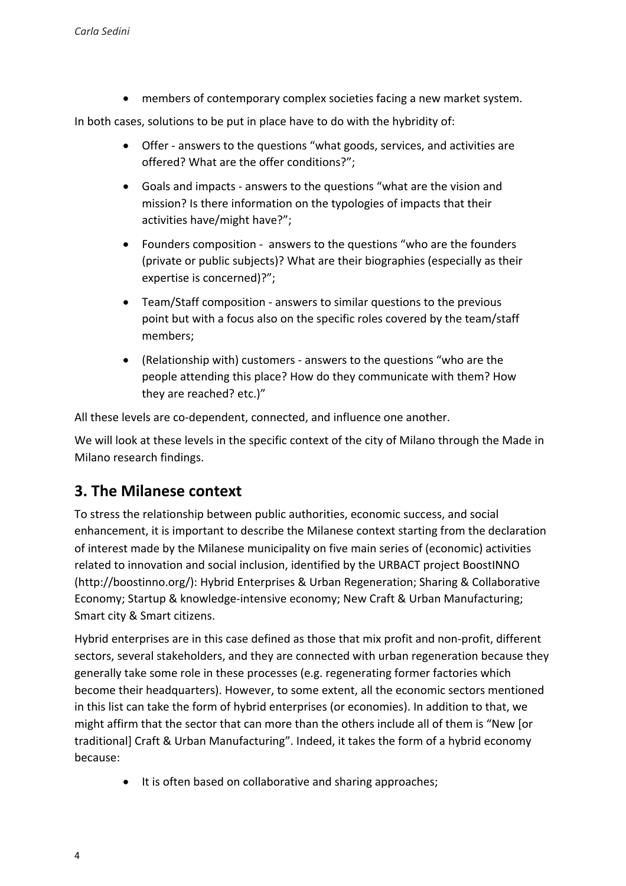- members of contemporary complex societies facing a new market system.

In both cases, solutions to be put in place have to do with the hybridity of:

- Offer - answers to the questions “what goods, services, and activities are offered? What are the offer conditions?”;
- Goals and impacts - answers to the questions “what are the vision and mission? Is there information on the typologies of impacts that their activities have/might have?”;
- Founders composition - answers to the questions “who are the founders (private or public subjects)? What are their biographies (especially as their expertise is concerned)?”;
- Team/Staff composition - answers to similar questions to the previous point but with a focus also on the specific roles covered by the team/staff members;
- (Relationship with) customers - answers to the questions “who are the people attending this place? How do they communicate with them? How they are reached? etc.)”

All these levels are co-dependent, connected, and influence one another.

We will look at these levels in the specific context of the city of Milano through the Made in Milano research findings.

## 3. The Milanese context

To stress the relationship between public authorities, economic success, and social enhancement, it is important to describe the Milanese context starting from the declaration of interest made by the Milanese municipality on five main series of (economic) activities related to innovation and social inclusion, identified by the URBACT project BoostINNO (http://boostinno.org/): Hybrid Enterprises & Urban Regeneration; Sharing & Collaborative Economy; Startup & knowledge-intensive economy; New Craft & Urban Manufacturing; Smart city & Smart citizens.

Hybrid enterprises are in this case defined as those that mix profit and non-profit, different sectors, several stakeholders, and they are connected with urban regeneration because they generally take some role in these processes (e.g. regenerating former factories which become their headquarters). However, to some extent, all the economic sectors mentioned in this list can take the form of hybrid enterprises (or economies). In addition to that, we might affirm that the sector that can more than the others include all of them is “New [or traditional] Craft & Urban Manufacturing”. Indeed, it takes the form of a hybrid economy because:

- It is often based on collaborative and sharing approaches;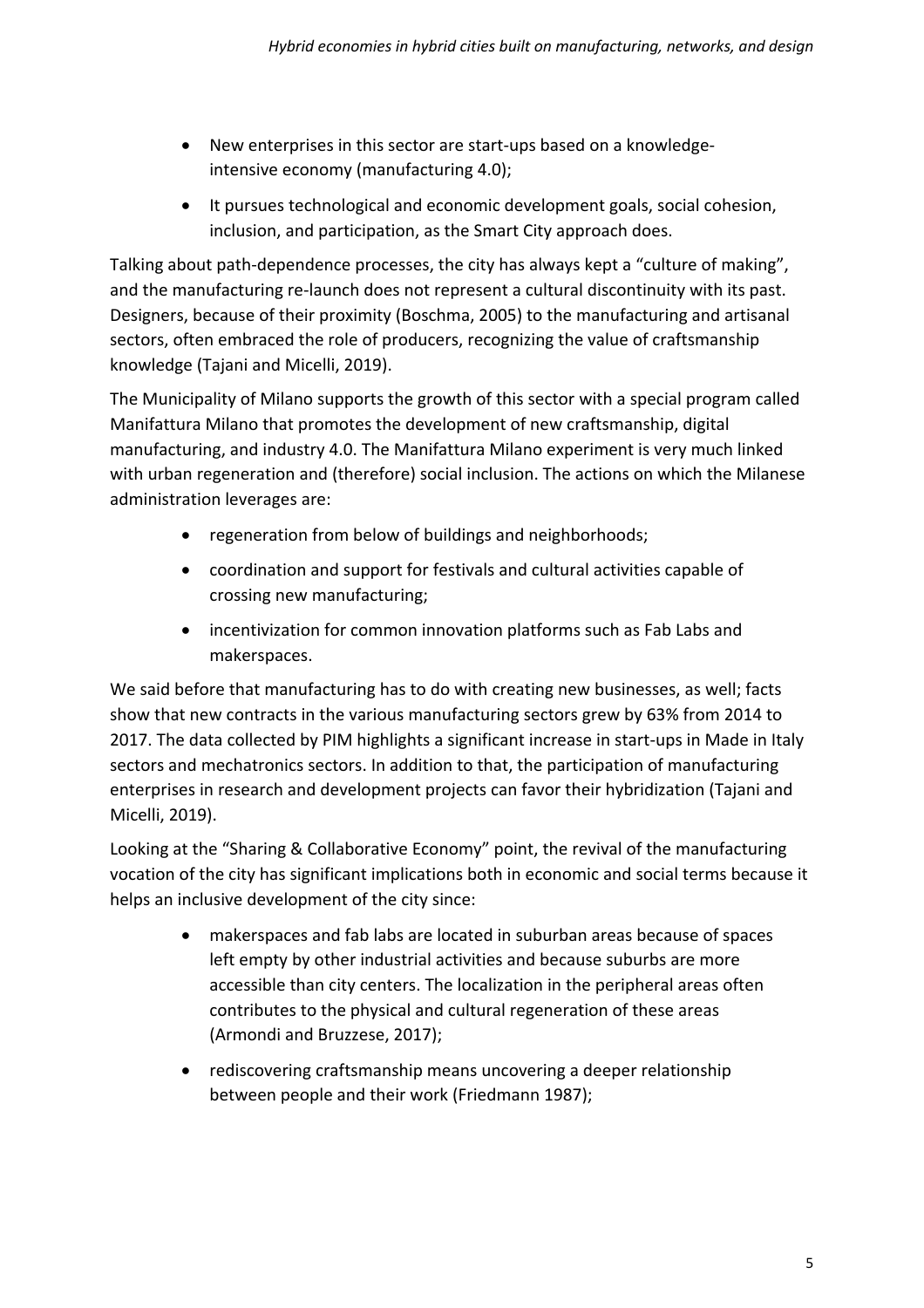- New enterprises in this sector are start-ups based on a knowledge-intensive economy (manufacturing 4.0);
- It pursues technological and economic development goals, social cohesion, inclusion, and participation, as the Smart City approach does.

Talking about path-dependence processes, the city has always kept a "culture of making", and the manufacturing re-launch does not represent a cultural discontinuity with its past. Designers, because of their proximity (Boschma, 2005) to the manufacturing and artisanal sectors, often embraced the role of producers, recognizing the value of craftsmanship knowledge (Tajani and Micelli, 2019).

The Municipality of Milano supports the growth of this sector with a special program called Manifattura Milano that promotes the development of new craftsmanship, digital manufacturing, and industry 4.0. The Manifattura Milano experiment is very much linked with urban regeneration and (therefore) social inclusion. The actions on which the Milanese administration leverages are:

- regeneration from below of buildings and neighborhoods;
- coordination and support for festivals and cultural activities capable of crossing new manufacturing;
- incentivization for common innovation platforms such as Fab Labs and makerspaces.

We said before that manufacturing has to do with creating new businesses, as well; facts show that new contracts in the various manufacturing sectors grew by 63% from 2014 to 2017. The data collected by PIM highlights a significant increase in start-ups in Made in Italy sectors and mechatronics sectors. In addition to that, the participation of manufacturing enterprises in research and development projects can favor their hybridization (Tajani and Micelli, 2019).

Looking at the "Sharing & Collaborative Economy" point, the revival of the manufacturing vocation of the city has significant implications both in economic and social terms because it helps an inclusive development of the city since:

- makerspaces and fab labs are located in suburban areas because of spaces left empty by other industrial activities and because suburbs are more accessible than city centers. The localization in the peripheral areas often contributes to the physical and cultural regeneration of these areas (Armondi and Bruzzese, 2017);
- rediscovering craftsmanship means uncovering a deeper relationship between people and their work (Friedmann 1987);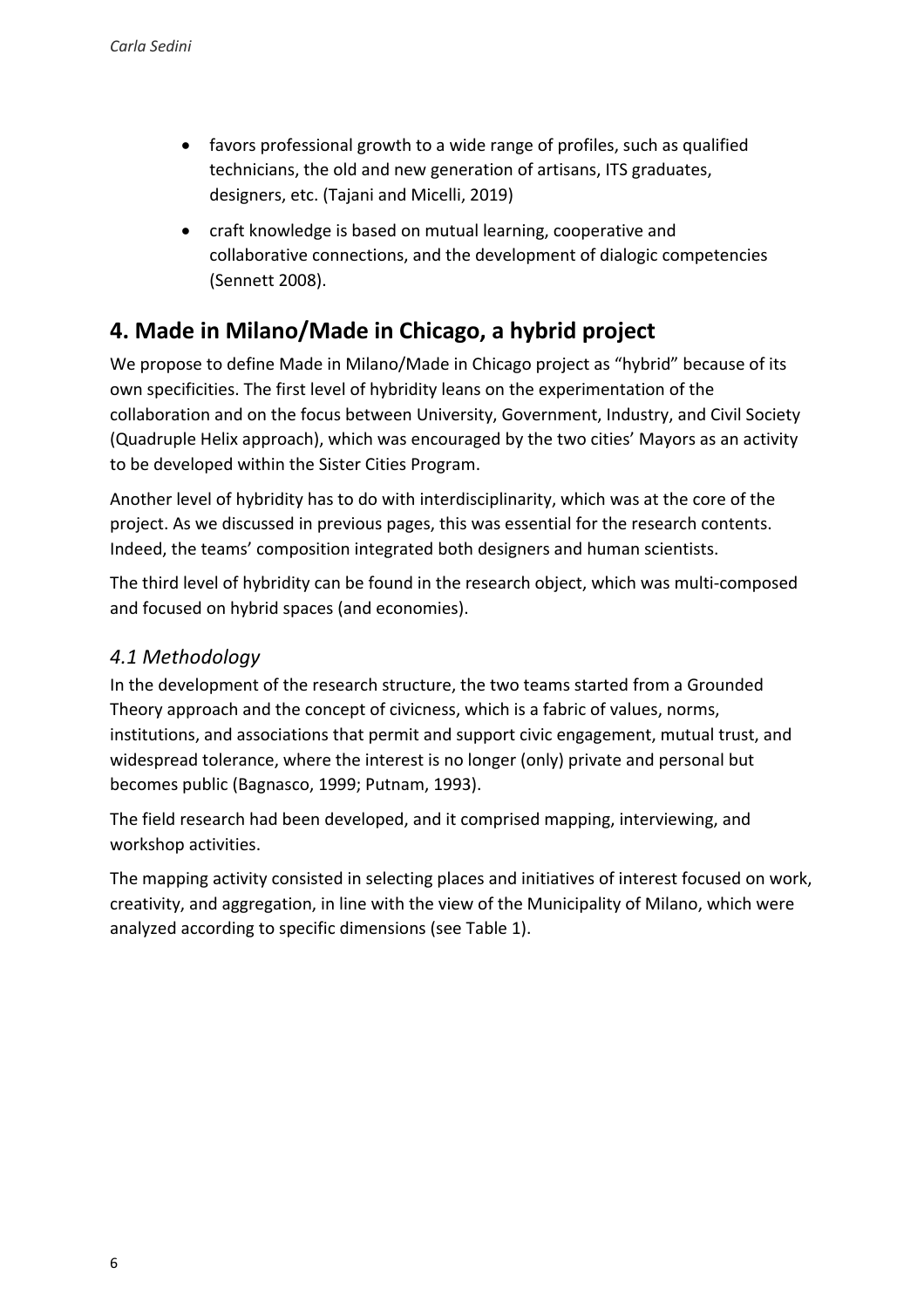- favors professional growth to a wide range of profiles, such as qualified technicians, the old and new generation of artisans, ITS graduates, designers, etc. (Tajani and Micelli, 2019)
- craft knowledge is based on mutual learning, cooperative and collaborative connections, and the development of dialogic competencies (Sennett 2008).

## 4. Made in Milano/Made in Chicago, a hybrid project

We propose to define Made in Milano/Made in Chicago project as "hybrid" because of its own specificities. The first level of hybridity leans on the experimentation of the collaboration and on the focus between University, Government, Industry, and Civil Society (Quadruple Helix approach), which was encouraged by the two cities' Mayors as an activity to be developed within the Sister Cities Program.

Another level of hybridity has to do with interdisciplinarity, which was at the core of the project. As we discussed in previous pages, this was essential for the research contents. Indeed, the teams' composition integrated both designers and human scientists.

The third level of hybridity can be found in the research object, which was multi-composed and focused on hybrid spaces (and economies).

### *4.1 Methodology*

In the development of the research structure, the two teams started from a Grounded Theory approach and the concept of civicness, which is a fabric of values, norms, institutions, and associations that permit and support civic engagement, mutual trust, and widespread tolerance, where the interest is no longer (only) private and personal but becomes public (Bagnasco, 1999; Putnam, 1993).

The field research had been developed, and it comprised mapping, interviewing, and workshop activities.

The mapping activity consisted in selecting places and initiatives of interest focused on work, creativity, and aggregation, in line with the view of the Municipality of Milano, which were analyzed according to specific dimensions (see Table 1).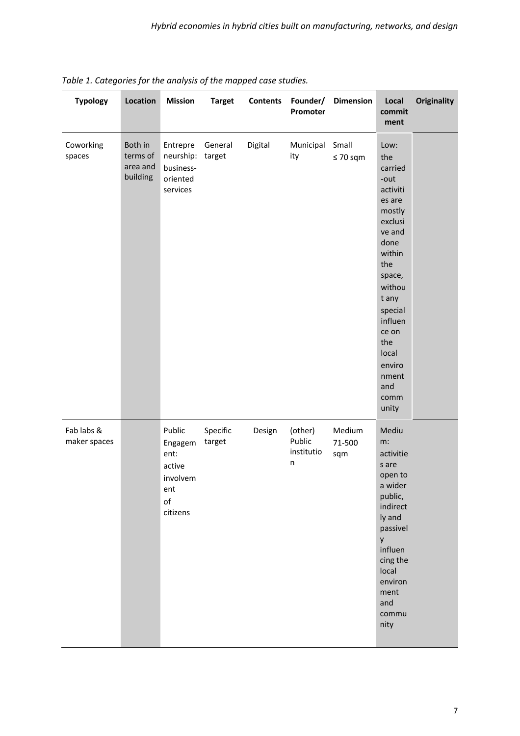*Table 1. Categories for the analysis of the mapped case studies.*

| Typology | Location | Mission | Target | Contents | Founder/ Promoter | Dimension | Local commitment | Originality |
|---|---|---|---|---|---|---|---|---|
| Coworking spaces | Both in terms of area and building | Entrepreneurship: business-oriented services | General target | Digital | Municipality | Small ≤ 70 sqm | Low: the carried-out activities are mostly exclusive and done within the space, without any special influence on the local environment and community | |
| Fab labs & maker spaces | | Public Engagement: active involvement of citizens | Specific target | Design | (other) Public institution | Medium 71-500 sqm | Medium: activities are open to a wider public, indirectly and passively influencing the local environment and community | |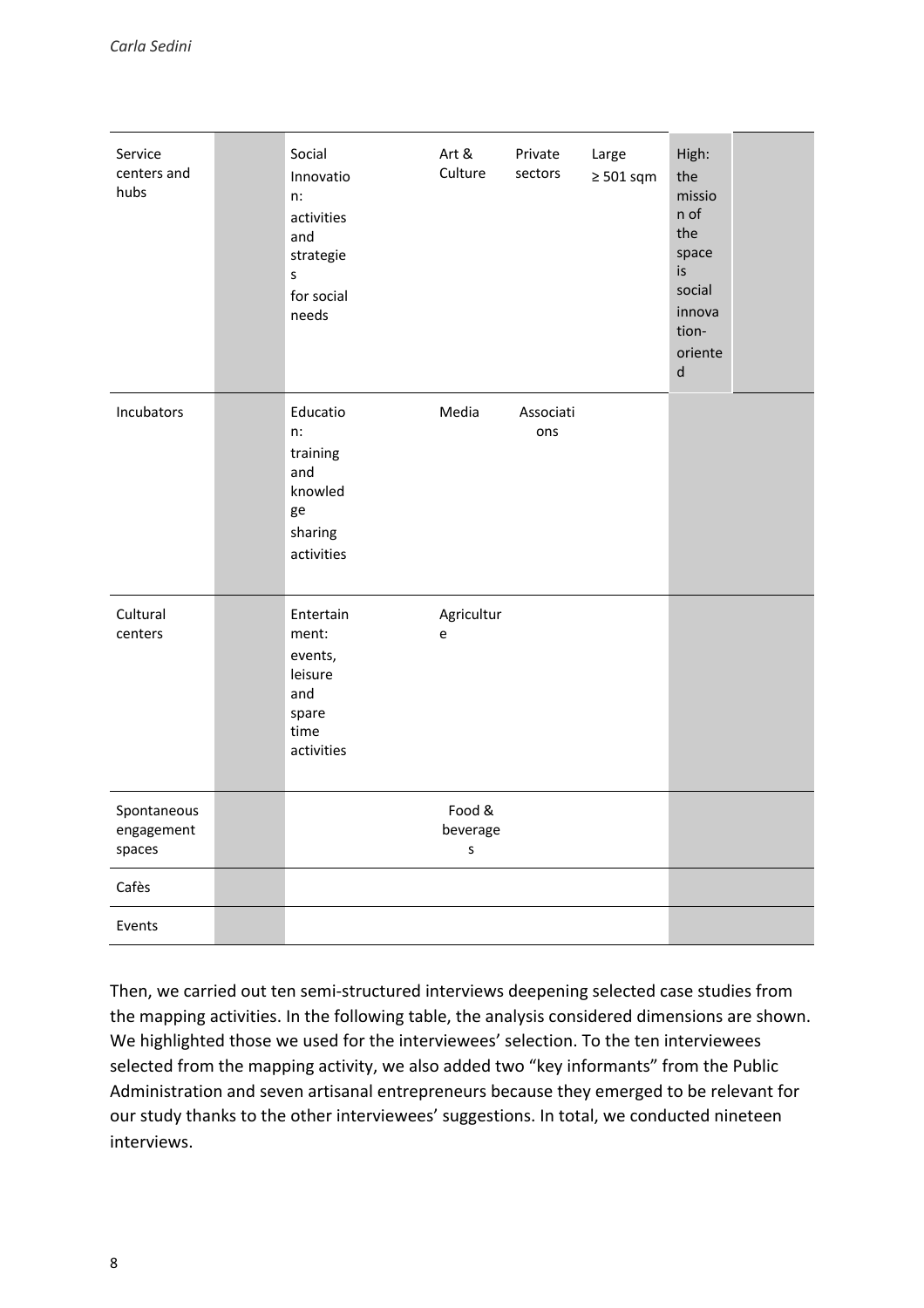| | | | | | | | |
|---|---|---|---|---|---|---|---|
| Service centers and hubs | | Social Innovation: activities and strategies for social needs | Art & Culture | Private sectors | Large ≥ 501 sqm | High: the mission of the space is social innovation-oriented | |
| Incubators | | Education: training and knowledge sharing activities | Media | Associations | | | |
| Cultural centers | | Entertainment: events, leisure and spare time activities | Agriculture | | | | |
| Spontaneous engagement spaces | | | Food & beverages | | | | |
| Cafès | | | | | | | |
| Events | | | | | | | |

Then, we carried out ten semi-structured interviews deepening selected case studies from the mapping activities. In the following table, the analysis considered dimensions are shown. We highlighted those we used for the interviewees' selection. To the ten interviewees selected from the mapping activity, we also added two "key informants" from the Public Administration and seven artisanal entrepreneurs because they emerged to be relevant for our study thanks to the other interviewees' suggestions. In total, we conducted nineteen interviews.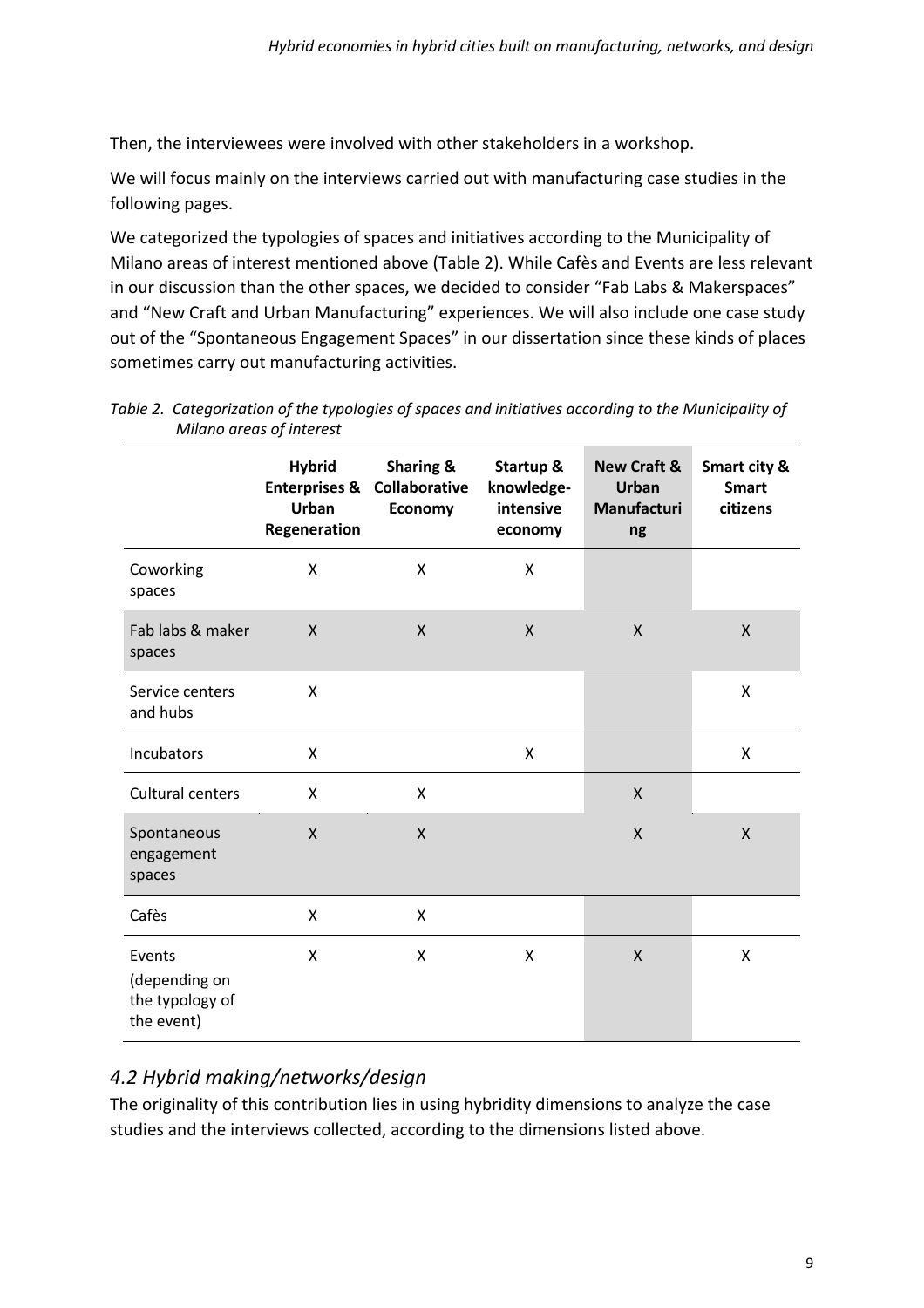Then, the interviewees were involved with other stakeholders in a workshop.

We will focus mainly on the interviews carried out with manufacturing case studies in the following pages.

We categorized the typologies of spaces and initiatives according to the Municipality of Milano areas of interest mentioned above (Table 2). While Cafès and Events are less relevant in our discussion than the other spaces, we decided to consider "Fab Labs & Makerspaces" and "New Craft and Urban Manufacturing" experiences. We will also include one case study out of the "Spontaneous Engagement Spaces" in our dissertation since these kinds of places sometimes carry out manufacturing activities.

*Table 2. Categorization of the typologies of spaces and initiatives according to the Municipality of Milano areas of interest*

| | Hybrid Enterprises & Urban Regeneration | Sharing & Collaborative Economy | Startup & knowledge-intensive economy | New Craft & Urban Manufacturing | Smart city & Smart citizens |
|---|---|---|---|---|---|
| Coworking spaces | X | X | X | | |
| Fab labs & maker spaces | X | X | X | X | X |
| Service centers and hubs | X | | | | X |
| Incubators | X | | X | | X |
| Cultural centers | X | X | | X | |
| Spontaneous engagement spaces | X | X | | X | X |
| Cafès | X | X | | | |
| Events (depending on the typology of the event) | X | X | X | X | X |

## 4.2 Hybrid making/networks/design

The originality of this contribution lies in using hybridity dimensions to analyze the case studies and the interviews collected, according to the dimensions listed above.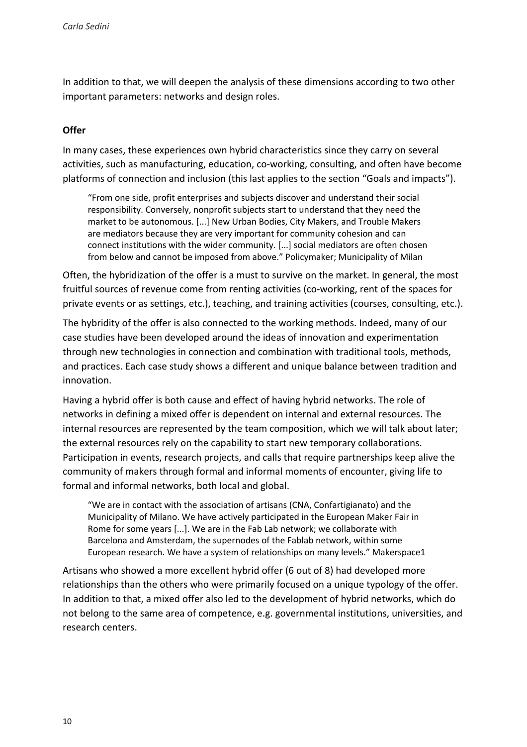In addition to that, we will deepen the analysis of these dimensions according to two other important parameters: networks and design roles.

**Offer**

In many cases, these experiences own hybrid characteristics since they carry on several activities, such as manufacturing, education, co-working, consulting, and often have become platforms of connection and inclusion (this last applies to the section "Goals and impacts").

> "From one side, profit enterprises and subjects discover and understand their social responsibility. Conversely, nonprofit subjects start to understand that they need the market to be autonomous. [...] New Urban Bodies, City Makers, and Trouble Makers are mediators because they are very important for community cohesion and can connect institutions with the wider community. [...] social mediators are often chosen from below and cannot be imposed from above." Policymaker; Municipality of Milan

Often, the hybridization of the offer is a must to survive on the market. In general, the most fruitful sources of revenue come from renting activities (co-working, rent of the spaces for private events or as settings, etc.), teaching, and training activities (courses, consulting, etc.).

The hybridity of the offer is also connected to the working methods. Indeed, many of our case studies have been developed around the ideas of innovation and experimentation through new technologies in connection and combination with traditional tools, methods, and practices. Each case study shows a different and unique balance between tradition and innovation.

Having a hybrid offer is both cause and effect of having hybrid networks. The role of networks in defining a mixed offer is dependent on internal and external resources. The internal resources are represented by the team composition, which we will talk about later; the external resources rely on the capability to start new temporary collaborations. Participation in events, research projects, and calls that require partnerships keep alive the community of makers through formal and informal moments of encounter, giving life to formal and informal networks, both local and global.

> "We are in contact with the association of artisans (CNA, Confartigianato) and the Municipality of Milano. We have actively participated in the European Maker Fair in Rome for some years [...]. We are in the Fab Lab network; we collaborate with Barcelona and Amsterdam, the supernodes of the Fablab network, within some European research. We have a system of relationships on many levels." Makerspace1

Artisans who showed a more excellent hybrid offer (6 out of 8) had developed more relationships than the others who were primarily focused on a unique typology of the offer. In addition to that, a mixed offer also led to the development of hybrid networks, which do not belong to the same area of competence, e.g. governmental institutions, universities, and research centers.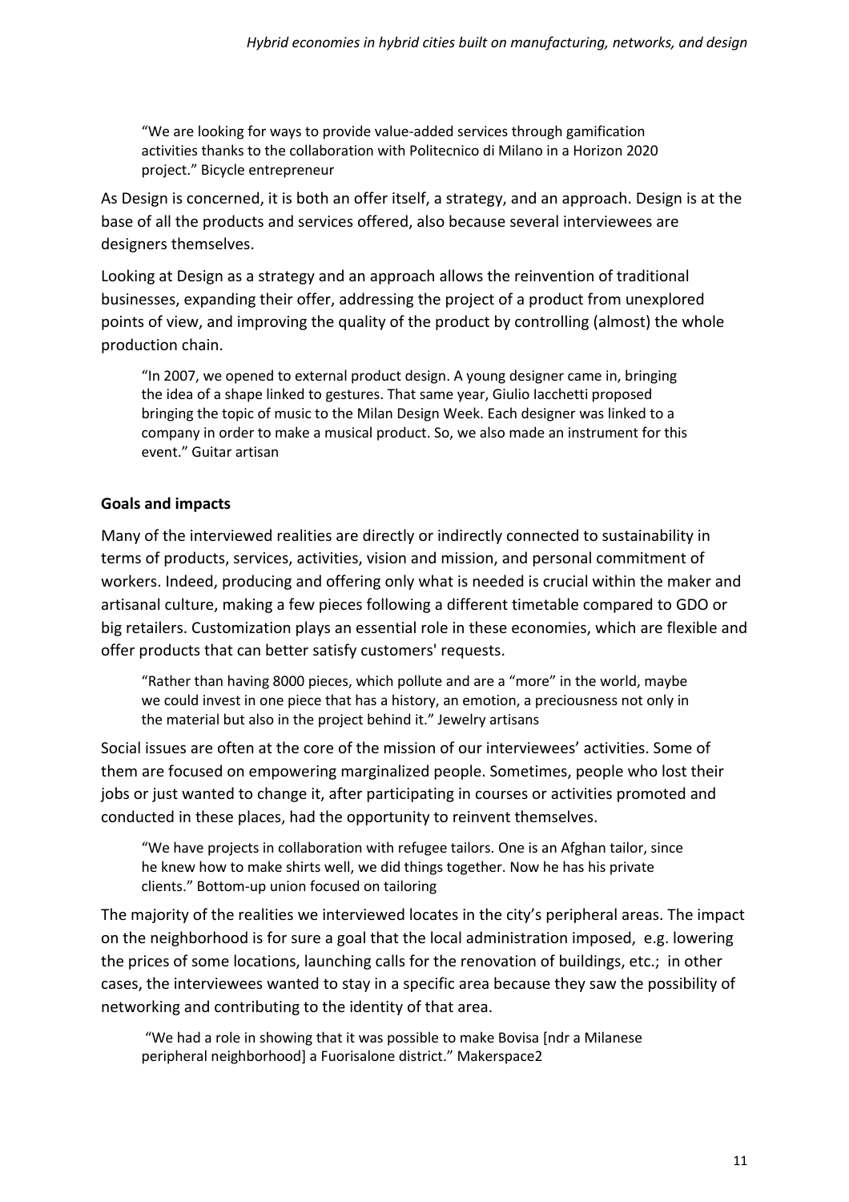> "We are looking for ways to provide value-added services through gamification activities thanks to the collaboration with Politecnico di Milano in a Horizon 2020 project." Bicycle entrepreneur

As Design is concerned, it is both an offer itself, a strategy, and an approach. Design is at the base of all the products and services offered, also because several interviewees are designers themselves.

Looking at Design as a strategy and an approach allows the reinvention of traditional businesses, expanding their offer, addressing the project of a product from unexplored points of view, and improving the quality of the product by controlling (almost) the whole production chain.

> "In 2007, we opened to external product design. A young designer came in, bringing the idea of a shape linked to gestures. That same year, Giulio Iacchetti proposed bringing the topic of music to the Milan Design Week. Each designer was linked to a company in order to make a musical product. So, we also made an instrument for this event." Guitar artisan

**Goals and impacts**

Many of the interviewed realities are directly or indirectly connected to sustainability in terms of products, services, activities, vision and mission, and personal commitment of workers. Indeed, producing and offering only what is needed is crucial within the maker and artisanal culture, making a few pieces following a different timetable compared to GDO or big retailers. Customization plays an essential role in these economies, which are flexible and offer products that can better satisfy customers' requests.

> "Rather than having 8000 pieces, which pollute and are a "more" in the world, maybe we could invest in one piece that has a history, an emotion, a preciousness not only in the material but also in the project behind it." Jewelry artisans

Social issues are often at the core of the mission of our interviewees' activities. Some of them are focused on empowering marginalized people. Sometimes, people who lost their jobs or just wanted to change it, after participating in courses or activities promoted and conducted in these places, had the opportunity to reinvent themselves.

> "We have projects in collaboration with refugee tailors. One is an Afghan tailor, since he knew how to make shirts well, we did things together. Now he has his private clients." Bottom-up union focused on tailoring

The majority of the realities we interviewed locates in the city's peripheral areas. The impact on the neighborhood is for sure a goal that the local administration imposed, e.g. lowering the prices of some locations, launching calls for the renovation of buildings, etc.; in other cases, the interviewees wanted to stay in a specific area because they saw the possibility of networking and contributing to the identity of that area.

> "We had a role in showing that it was possible to make Bovisa [ndr a Milanese peripheral neighborhood] a Fuorisalone district." Makerspace2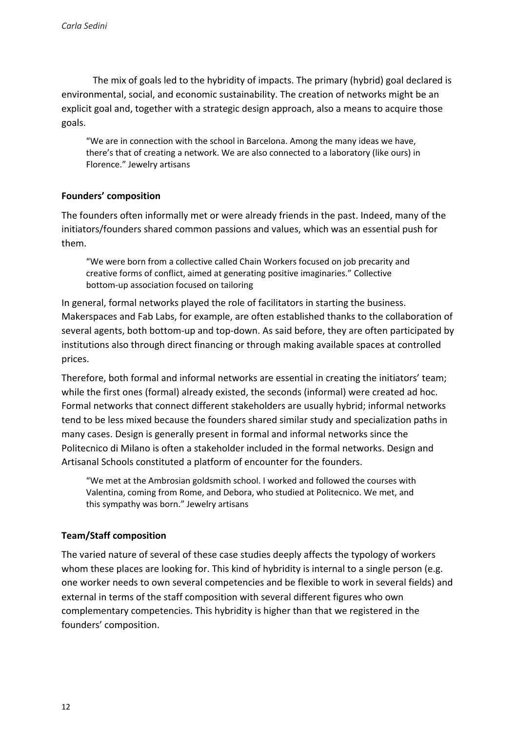The mix of goals led to the hybridity of impacts. The primary (hybrid) goal declared is environmental, social, and economic sustainability. The creation of networks might be an explicit goal and, together with a strategic design approach, also a means to acquire those goals.

> "We are in connection with the school in Barcelona. Among the many ideas we have, there's that of creating a network. We are also connected to a laboratory (like ours) in Florence." Jewelry artisans

### Founders' composition

The founders often informally met or were already friends in the past. Indeed, many of the initiators/founders shared common passions and values, which was an essential push for them.

> "We were born from a collective called Chain Workers focused on job precarity and creative forms of conflict, aimed at generating positive imaginaries." Collective bottom-up association focused on tailoring

In general, formal networks played the role of facilitators in starting the business. Makerspaces and Fab Labs, for example, are often established thanks to the collaboration of several agents, both bottom-up and top-down. As said before, they are often participated by institutions also through direct financing or through making available spaces at controlled prices.

Therefore, both formal and informal networks are essential in creating the initiators' team; while the first ones (formal) already existed, the seconds (informal) were created ad hoc. Formal networks that connect different stakeholders are usually hybrid; informal networks tend to be less mixed because the founders shared similar study and specialization paths in many cases. Design is generally present in formal and informal networks since the Politecnico di Milano is often a stakeholder included in the formal networks. Design and Artisanal Schools constituted a platform of encounter for the founders.

> "We met at the Ambrosian goldsmith school. I worked and followed the courses with Valentina, coming from Rome, and Debora, who studied at Politecnico. We met, and this sympathy was born." Jewelry artisans

### Team/Staff composition

The varied nature of several of these case studies deeply affects the typology of workers whom these places are looking for. This kind of hybridity is internal to a single person (e.g. one worker needs to own several competencies and be flexible to work in several fields) and external in terms of the staff composition with several different figures who own complementary competencies. This hybridity is higher than that we registered in the founders' composition.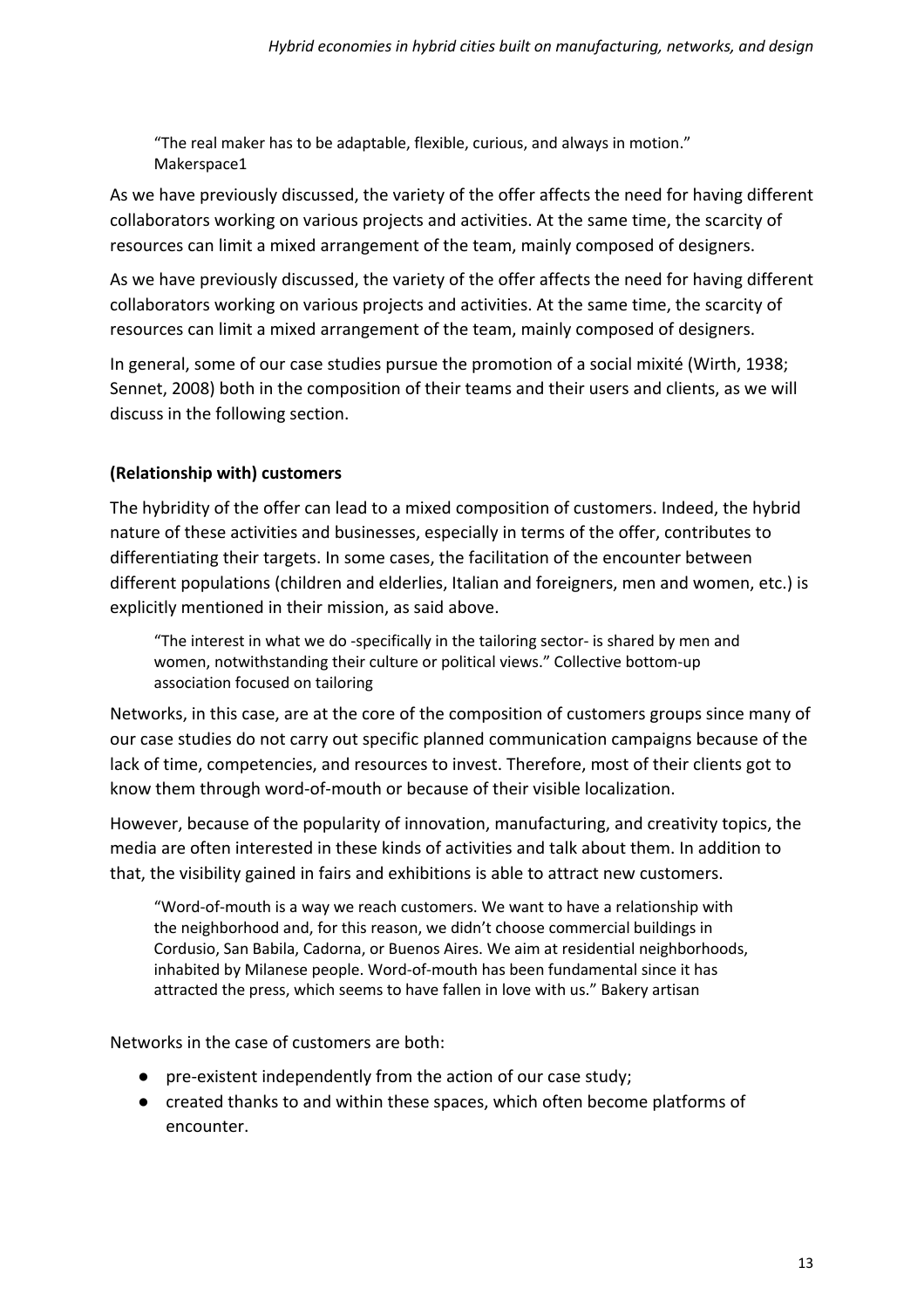> "The real maker has to be adaptable, flexible, curious, and always in motion." Makerspace1

As we have previously discussed, the variety of the offer affects the need for having different collaborators working on various projects and activities. At the same time, the scarcity of resources can limit a mixed arrangement of the team, mainly composed of designers.

As we have previously discussed, the variety of the offer affects the need for having different collaborators working on various projects and activities. At the same time, the scarcity of resources can limit a mixed arrangement of the team, mainly composed of designers.

In general, some of our case studies pursue the promotion of a social mixité (Wirth, 1938; Sennet, 2008) both in the composition of their teams and their users and clients, as we will discuss in the following section.

**(Relationship with) customers**

The hybridity of the offer can lead to a mixed composition of customers. Indeed, the hybrid nature of these activities and businesses, especially in terms of the offer, contributes to differentiating their targets. In some cases, the facilitation of the encounter between different populations (children and elderlies, Italian and foreigners, men and women, etc.) is explicitly mentioned in their mission, as said above.

> "The interest in what we do -specifically in the tailoring sector- is shared by men and women, notwithstanding their culture or political views." Collective bottom-up association focused on tailoring

Networks, in this case, are at the core of the composition of customers groups since many of our case studies do not carry out specific planned communication campaigns because of the lack of time, competencies, and resources to invest. Therefore, most of their clients got to know them through word-of-mouth or because of their visible localization.

However, because of the popularity of innovation, manufacturing, and creativity topics, the media are often interested in these kinds of activities and talk about them. In addition to that, the visibility gained in fairs and exhibitions is able to attract new customers.

> "Word-of-mouth is a way we reach customers. We want to have a relationship with the neighborhood and, for this reason, we didn't choose commercial buildings in Cordusio, San Babila, Cadorna, or Buenos Aires. We aim at residential neighborhoods, inhabited by Milanese people. Word-of-mouth has been fundamental since it has attracted the press, which seems to have fallen in love with us." Bakery artisan

Networks in the case of customers are both:

- pre-existent independently from the action of our case study;
- created thanks to and within these spaces, which often become platforms of encounter.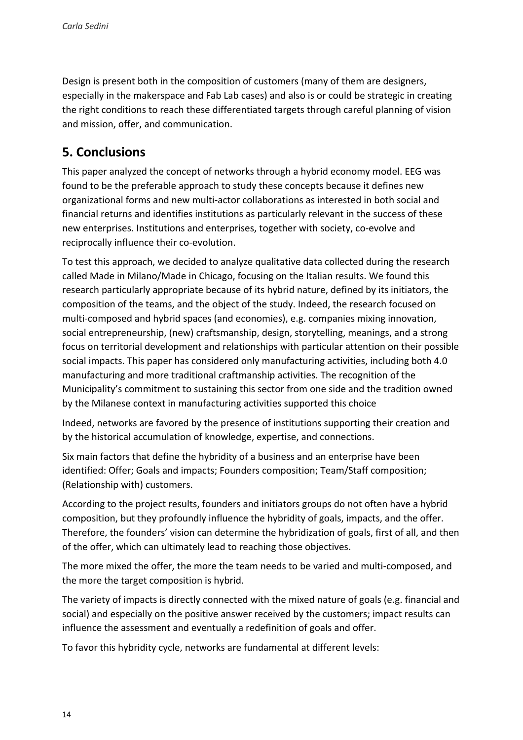Design is present both in the composition of customers (many of them are designers, especially in the makerspace and Fab Lab cases) and also is or could be strategic in creating the right conditions to reach these differentiated targets through careful planning of vision and mission, offer, and communication.

## 5. Conclusions

This paper analyzed the concept of networks through a hybrid economy model. EEG was found to be the preferable approach to study these concepts because it defines new organizational forms and new multi-actor collaborations as interested in both social and financial returns and identifies institutions as particularly relevant in the success of these new enterprises. Institutions and enterprises, together with society, co-evolve and reciprocally influence their co-evolution.

To test this approach, we decided to analyze qualitative data collected during the research called Made in Milano/Made in Chicago, focusing on the Italian results. We found this research particularly appropriate because of its hybrid nature, defined by its initiators, the composition of the teams, and the object of the study. Indeed, the research focused on multi-composed and hybrid spaces (and economies), e.g. companies mixing innovation, social entrepreneurship, (new) craftsmanship, design, storytelling, meanings, and a strong focus on territorial development and relationships with particular attention on their possible social impacts. This paper has considered only manufacturing activities, including both 4.0 manufacturing and more traditional craftmanship activities. The recognition of the Municipality's commitment to sustaining this sector from one side and the tradition owned by the Milanese context in manufacturing activities supported this choice

Indeed, networks are favored by the presence of institutions supporting their creation and by the historical accumulation of knowledge, expertise, and connections.

Six main factors that define the hybridity of a business and an enterprise have been identified: Offer; Goals and impacts; Founders composition; Team/Staff composition; (Relationship with) customers.

According to the project results, founders and initiators groups do not often have a hybrid composition, but they profoundly influence the hybridity of goals, impacts, and the offer. Therefore, the founders' vision can determine the hybridization of goals, first of all, and then of the offer, which can ultimately lead to reaching those objectives.

The more mixed the offer, the more the team needs to be varied and multi-composed, and the more the target composition is hybrid.

The variety of impacts is directly connected with the mixed nature of goals (e.g. financial and social) and especially on the positive answer received by the customers; impact results can influence the assessment and eventually a redefinition of goals and offer.

To favor this hybridity cycle, networks are fundamental at different levels: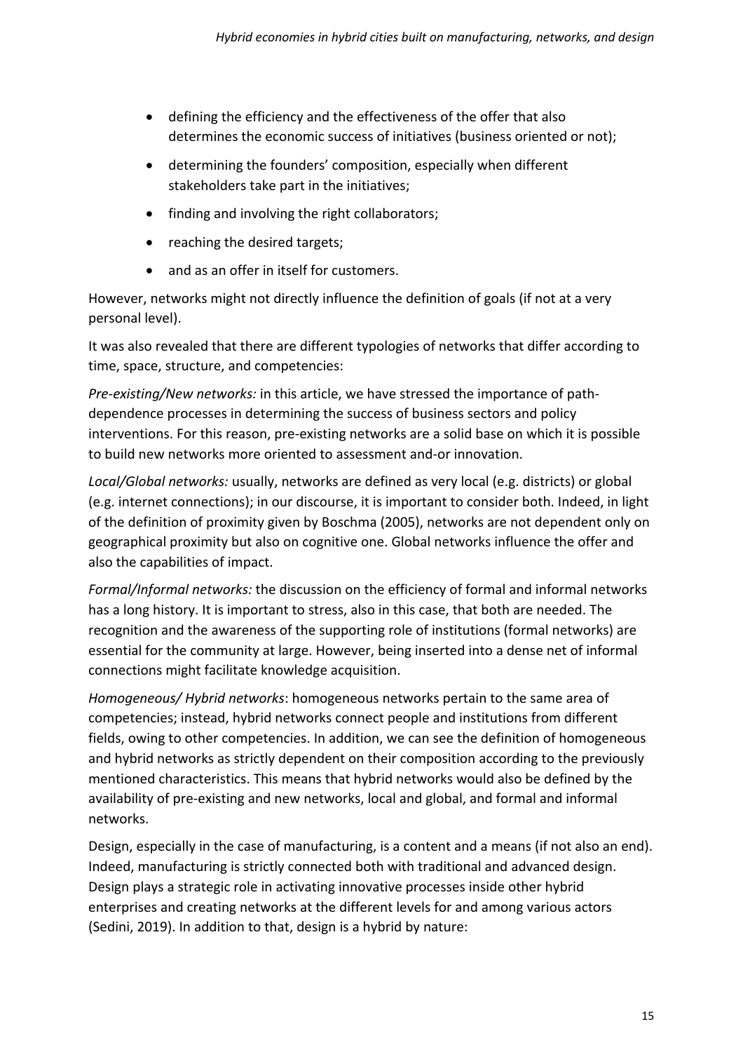- defining the efficiency and the effectiveness of the offer that also determines the economic success of initiatives (business oriented or not);
- determining the founders' composition, especially when different stakeholders take part in the initiatives;
- finding and involving the right collaborators;
- reaching the desired targets;
- and as an offer in itself for customers.

However, networks might not directly influence the definition of goals (if not at a very personal level).

It was also revealed that there are different typologies of networks that differ according to time, space, structure, and competencies:

*Pre-existing/New networks:* in this article, we have stressed the importance of path-dependence processes in determining the success of business sectors and policy interventions. For this reason, pre-existing networks are a solid base on which it is possible to build new networks more oriented to assessment and-or innovation.

*Local/Global networks:* usually, networks are defined as very local (e.g. districts) or global (e.g. internet connections); in our discourse, it is important to consider both. Indeed, in light of the definition of proximity given by Boschma (2005), networks are not dependent only on geographical proximity but also on cognitive one. Global networks influence the offer and also the capabilities of impact.

*Formal/Informal networks:* the discussion on the efficiency of formal and informal networks has a long history. It is important to stress, also in this case, that both are needed. The recognition and the awareness of the supporting role of institutions (formal networks) are essential for the community at large. However, being inserted into a dense net of informal connections might facilitate knowledge acquisition.

*Homogeneous/ Hybrid networks*: homogeneous networks pertain to the same area of competencies; instead, hybrid networks connect people and institutions from different fields, owing to other competencies. In addition, we can see the definition of homogeneous and hybrid networks as strictly dependent on their composition according to the previously mentioned characteristics. This means that hybrid networks would also be defined by the availability of pre-existing and new networks, local and global, and formal and informal networks.

Design, especially in the case of manufacturing, is a content and a means (if not also an end). Indeed, manufacturing is strictly connected both with traditional and advanced design. Design plays a strategic role in activating innovative processes inside other hybrid enterprises and creating networks at the different levels for and among various actors (Sedini, 2019). In addition to that, design is a hybrid by nature: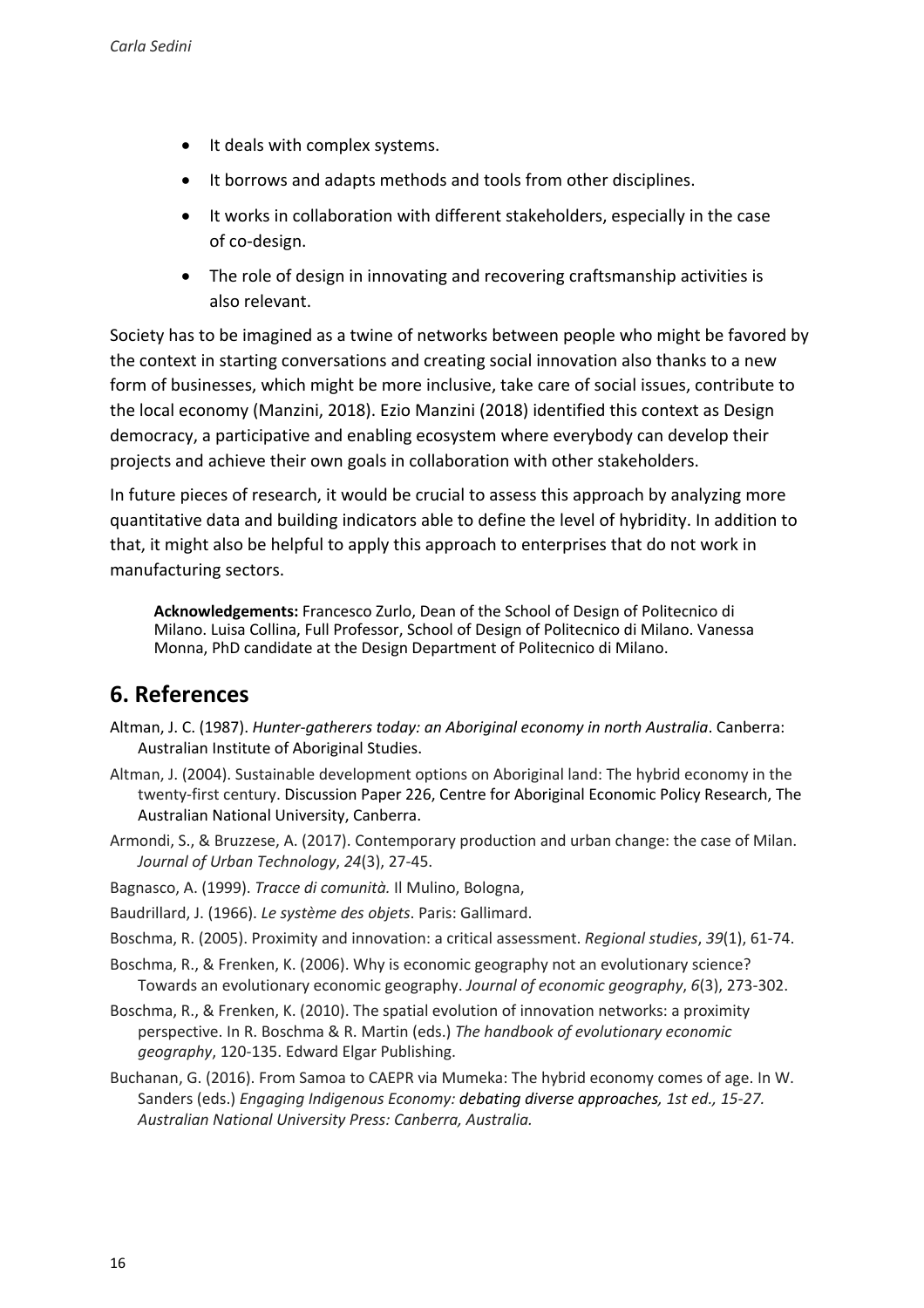- It deals with complex systems.
- It borrows and adapts methods and tools from other disciplines.
- It works in collaboration with different stakeholders, especially in the case of co-design.
- The role of design in innovating and recovering craftsmanship activities is also relevant.

Society has to be imagined as a twine of networks between people who might be favored by the context in starting conversations and creating social innovation also thanks to a new form of businesses, which might be more inclusive, take care of social issues, contribute to the local economy (Manzini, 2018). Ezio Manzini (2018) identified this context as Design democracy, a participative and enabling ecosystem where everybody can develop their projects and achieve their own goals in collaboration with other stakeholders.

In future pieces of research, it would be crucial to assess this approach by analyzing more quantitative data and building indicators able to define the level of hybridity. In addition to that, it might also be helpful to apply this approach to enterprises that do not work in manufacturing sectors.

**Acknowledgements:** Francesco Zurlo, Dean of the School of Design of Politecnico di Milano. Luisa Collina, Full Professor, School of Design of Politecnico di Milano. Vanessa Monna, PhD candidate at the Design Department of Politecnico di Milano.

## 6. References

Altman, J. C. (1987). *Hunter-gatherers today: an Aboriginal economy in north Australia*. Canberra: Australian Institute of Aboriginal Studies.

Altman, J. (2004). Sustainable development options on Aboriginal land: The hybrid economy in the twenty-first century. Discussion Paper 226, Centre for Aboriginal Economic Policy Research, The Australian National University, Canberra.

Armondi, S., & Bruzzese, A. (2017). Contemporary production and urban change: the case of Milan. *Journal of Urban Technology*, *24*(3), 27-45.

Bagnasco, A. (1999). *Tracce di comunità.* Il Mulino, Bologna,

Baudrillard, J. (1966). *Le système des objets*. Paris: Gallimard.

Boschma, R. (2005). Proximity and innovation: a critical assessment. *Regional studies*, *39*(1), 61-74.

Boschma, R., & Frenken, K. (2006). Why is economic geography not an evolutionary science? Towards an evolutionary economic geography. *Journal of economic geography*, *6*(3), 273-302.

Boschma, R., & Frenken, K. (2010). The spatial evolution of innovation networks: a proximity perspective. In R. Boschma & R. Martin (eds.) *The handbook of evolutionary economic geography*, 120-135. Edward Elgar Publishing.

Buchanan, G. (2016). From Samoa to CAEPR via Mumeka: The hybrid economy comes of age. In W. Sanders (eds.) *Engaging Indigenous Economy: debating diverse approaches, 1st ed., 15-27. Australian National University Press: Canberra, Australia.*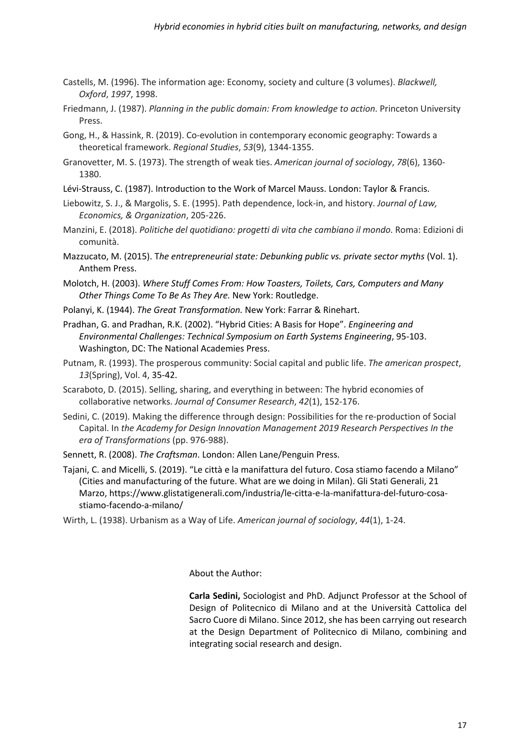Castells, M. (1996). The information age: Economy, society and culture (3 volumes). *Blackwell, Oxford*, *1997*, 1998.

Friedmann, J. (1987). *Planning in the public domain: From knowledge to action*. Princeton University Press.

Gong, H., & Hassink, R. (2019). Co-evolution in contemporary economic geography: Towards a theoretical framework. *Regional Studies*, *53*(9), 1344-1355.

Granovetter, M. S. (1973). The strength of weak ties. *American journal of sociology*, *78*(6), 1360-1380.

Lévi-Strauss, C. (1987). Introduction to the Work of Marcel Mauss. London: Taylor & Francis.

Liebowitz, S. J., & Margolis, S. E. (1995). Path dependence, lock-in, and history. *Journal of Law, Economics, & Organization*, 205-226.

Manzini, E. (2018). *Politiche del quotidiano: progetti di vita che cambiano il mondo*. Roma: Edizioni di comunità.

Mazzucato, M. (2015). T*he entrepreneurial state: Debunking public vs. private sector myths* (Vol. 1). Anthem Press.

Molotch, H. (2003). *Where Stuff Comes From: How Toasters, Toilets, Cars, Computers and Many Other Things Come To Be As They Are.* New York: Routledge.

Polanyi, K. (1944). *The Great Transformation.* New York: Farrar & Rinehart.

Pradhan, G. and Pradhan, R.K. (2002). "Hybrid Cities: A Basis for Hope". *Engineering and Environmental Challenges: Technical Symposium on Earth Systems Engineering*, 95-103. Washington, DC: The National Academies Press.

Putnam, R. (1993). The prosperous community: Social capital and public life. *The american prospect*, *13*(Spring), Vol. 4, 35-42.

Scaraboto, D. (2015). Selling, sharing, and everything in between: The hybrid economies of collaborative networks. *Journal of Consumer Research*, *42*(1), 152-176.

Sedini, C. (2019). Making the difference through design: Possibilities for the re-production of Social Capital. In *the Academy for Design Innovation Management 2019 Research Perspectives In the era of Transformations* (pp. 976-988).

Sennett, R. (2008). *The Craftsman*. London: Allen Lane/Penguin Press.

Tajani, C. and Micelli, S. (2019). "Le città e la manifattura del futuro. Cosa stiamo facendo a Milano" (Cities and manufacturing of the future. What are we doing in Milan). Gli Stati Generali, 21 Marzo, https://www.glistatigenerali.com/industria/le-citta-e-la-manifattura-del-futuro-cosa-stiamo-facendo-a-milano/

Wirth, L. (1938). Urbanism as a Way of Life. *American journal of sociology*, *44*(1), 1-24.

About the Author:

**Carla Sedini,** Sociologist and PhD. Adjunct Professor at the School of Design of Politecnico di Milano and at the Università Cattolica del Sacro Cuore di Milano. Since 2012, she has been carrying out research at the Design Department of Politecnico di Milano, combining and integrating social research and design.